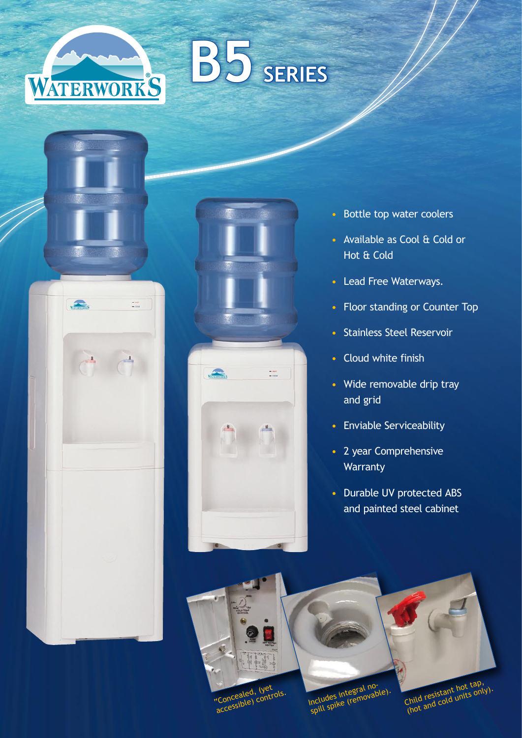WATERWORKS®

# B5 SERIES

- Bottle top water coolers
- Available as Cool & Cold or Hot & Cold
- Lead Free Waterways.
- Floor standing or Counter Top
- Stainless Steel Reservoir
- Cloud white finish
- Wide removable drip tray and grid
- Enviable Serviceability
- 2 year Comprehensive Warranty
- Durable UV protected ABS and painted steel cabinet

"Concealed, (yet accessible) controls.

Includes integral no-spill spike (removable).

Child resistant hot tap, (hot and cold units only).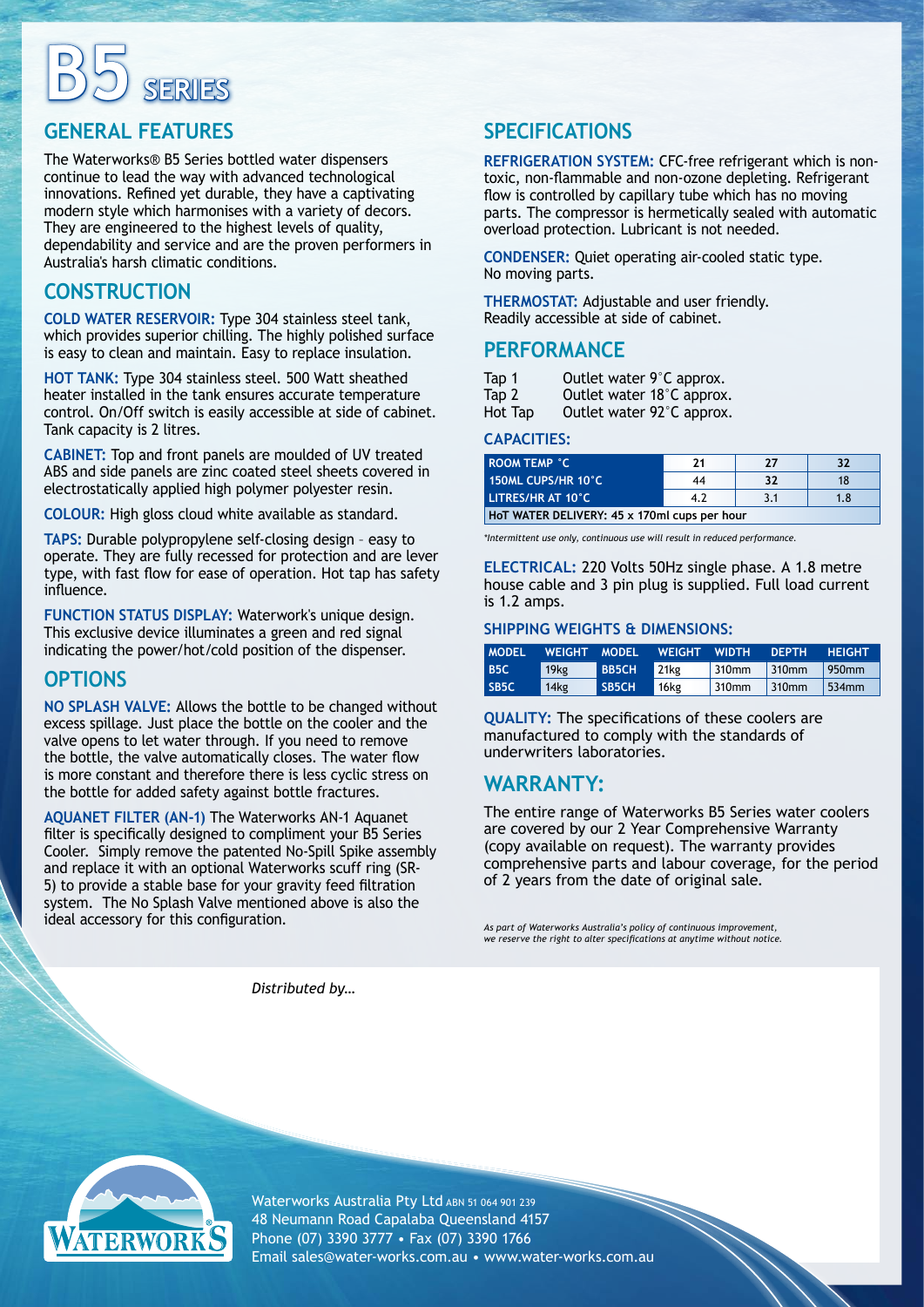# B5 SERIES

## GENERAL FEATURES

The Waterworks® B5 Series bottled water dispensers continue to lead the way with advanced technological innovations. Refined yet durable, they have a captivating modern style which harmonises with a variety of decors. They are engineered to the highest levels of quality, dependability and service and are the proven performers in Australia's harsh climatic conditions.

## CONSTRUCTION

**COLD WATER RESERVOIR:** Type 304 stainless steel tank, which provides superior chilling. The highly polished surface is easy to clean and maintain. Easy to replace insulation.

**HOT TANK:** Type 304 stainless steel. 500 Watt sheathed heater installed in the tank ensures accurate temperature control. On/Off switch is easily accessible at side of cabinet. Tank capacity is 2 litres.

**CABINET:** Top and front panels are moulded of UV treated ABS and side panels are zinc coated steel sheets covered in electrostatically applied high polymer polyester resin.

**COLOUR:** High gloss cloud white available as standard.

**TAPS:** Durable polypropylene self-closing design – easy to operate. They are fully recessed for protection and are lever type, with fast flow for ease of operation. Hot tap has safety influence.

**FUNCTION STATUS DISPLAY:** Waterwork's unique design. This exclusive device illuminates a green and red signal indicating the power/hot/cold position of the dispenser.

## OPTIONS

**NO SPLASH VALVE:** Allows the bottle to be changed without excess spillage. Just place the bottle on the cooler and the valve opens to let water through. If you need to remove the bottle, the valve automatically closes. The water flow is more constant and therefore there is less cyclic stress on the bottle for added safety against bottle fractures.

**AQUANET FILTER (AN-1)** The Waterworks AN-1 Aquanet filter is specifically designed to compliment your B5 Series Cooler. Simply remove the patented No-Spill Spike assembly and replace it with an optional Waterworks scuff ring (SR-5) to provide a stable base for your gravity feed filtration system. The No Splash Valve mentioned above is also the ideal accessory for this configuration.

## SPECIFICATIONS

**REFRIGERATION SYSTEM:** CFC-free refrigerant which is non-toxic, non-flammable and non-ozone depleting. Refrigerant flow is controlled by capillary tube which has no moving parts. The compressor is hermetically sealed with automatic overload protection. Lubricant is not needed.

**CONDENSER:** Quiet operating air-cooled static type. No moving parts.

**THERMOSTAT:** Adjustable and user friendly. Readily accessible at side of cabinet.

## PERFORMANCE

| | |
|---|---|
| Tap 1 | Outlet water 9˚C approx. |
| Tap 2 | Outlet water 18˚C approx. |
| Hot Tap | Outlet water 92˚C approx. |

### CAPACITIES:

| ROOM TEMP ˚C | 21 | 27 | 32 |
|---|---|---|---|
| 150ML CUPS/HR 10˚C | 44 | 32 | 18 |
| LITRES/HR AT 10˚C | 4.2 | 3.1 | 1.8 |
| HoT WATER DELIVERY: 45 x 170ml cups per hour | | | |

*\*Intermittent use only, continuous use will result in reduced performance.*

**ELECTRICAL:** 220 Volts 50Hz single phase. A 1.8 metre house cable and 3 pin plug is supplied. Full load current is 1.2 amps.

### SHIPPING WEIGHTS & DIMENSIONS:

| MODEL | WEIGHT | MODEL | WEIGHT | WIDTH | DEPTH | HEIGHT |
|---|---|---|---|---|---|---|
| B5C | 19kg | BB5CH | 21kg | 310mm | 310mm | 950mm |
| SB5C | 14kg | SB5CH | 16kg | 310mm | 310mm | 534mm |

**QUALITY:** The specifications of these coolers are manufactured to comply with the standards of underwriters laboratories.

## WARRANTY:

The entire range of Waterworks B5 Series water coolers are covered by our 2 Year Comprehensive Warranty (copy available on request). The warranty provides comprehensive parts and labour coverage, for the period of 2 years from the date of original sale.

*As part of Waterworks Australia's policy of continuous improvement, we reserve the right to alter specifications at anytime without notice.*

*Distributed by…*

WATERWORKS

Waterworks Australia Pty Ltd ABN 51 064 901 239
48 Neumann Road Capalaba Queensland 4157
Phone (07) 3390 3777 • Fax (07) 3390 1766
Email sales@water-works.com.au • www.water-works.com.au